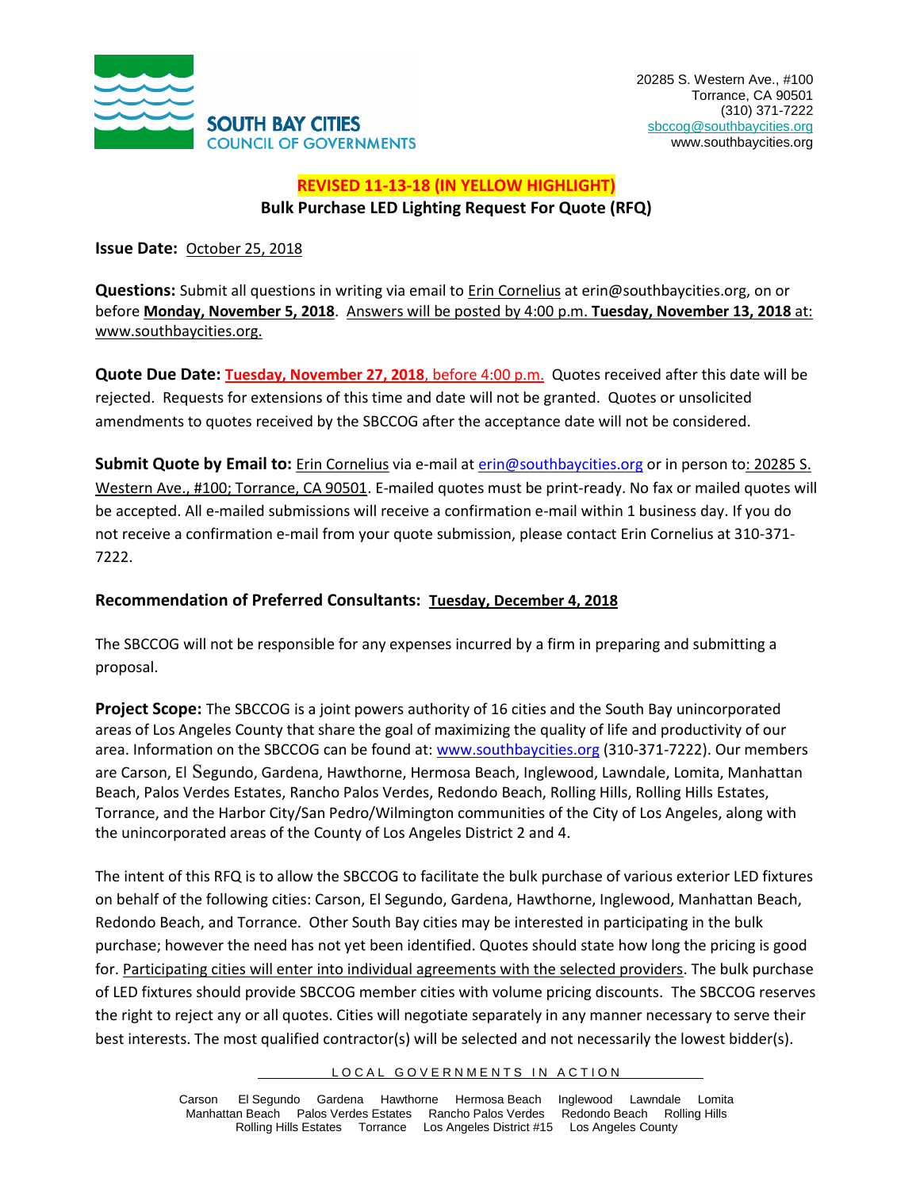SOUTH BAY CITIES
COUNCIL OF GOVERNMENTS

20285 S. Western Ave., #100
Torrance, CA 90501
(310) 371-7222
sbccog@southbaycities.org
www.southbaycities.org

**REVISED 11-13-18 (IN YELLOW HIGHLIGHT)**

**Bulk Purchase LED Lighting Request For Quote (RFQ)**

**Issue Date:** October 25, 2018

**Questions:** Submit all questions in writing via email to Erin Cornelius at erin@southbaycities.org, on or before **Monday, November 5, 2018**. Answers will be posted by 4:00 p.m. **Tuesday, November 13, 2018** at: www.southbaycities.org.

**Quote Due Date:** **Tuesday, November 27, 2018**, before 4:00 p.m. Quotes received after this date will be rejected. Requests for extensions of this time and date will not be granted. Quotes or unsolicited amendments to quotes received by the SBCCOG after the acceptance date will not be considered.

**Submit Quote by Email to:** Erin Cornelius via e-mail at erin@southbaycities.org or in person to: 20285 S. Western Ave., #100; Torrance, CA 90501. E-mailed quotes must be print-ready. No fax or mailed quotes will be accepted. All e-mailed submissions will receive a confirmation e-mail within 1 business day. If you do not receive a confirmation e-mail from your quote submission, please contact Erin Cornelius at 310-371-7222.

**Recommendation of Preferred Consultants:** **Tuesday, December 4, 2018**

The SBCCOG will not be responsible for any expenses incurred by a firm in preparing and submitting a proposal.

**Project Scope:** The SBCCOG is a joint powers authority of 16 cities and the South Bay unincorporated areas of Los Angeles County that share the goal of maximizing the quality of life and productivity of our area. Information on the SBCCOG can be found at: www.southbaycities.org (310-371-7222). Our members are Carson, El Segundo, Gardena, Hawthorne, Hermosa Beach, Inglewood, Lawndale, Lomita, Manhattan Beach, Palos Verdes Estates, Rancho Palos Verdes, Redondo Beach, Rolling Hills, Rolling Hills Estates, Torrance, and the Harbor City/San Pedro/Wilmington communities of the City of Los Angeles, along with the unincorporated areas of the County of Los Angeles District 2 and 4.

The intent of this RFQ is to allow the SBCCOG to facilitate the bulk purchase of various exterior LED fixtures on behalf of the following cities: Carson, El Segundo, Gardena, Hawthorne, Inglewood, Manhattan Beach, Redondo Beach, and Torrance. Other South Bay cities may be interested in participating in the bulk purchase; however the need has not yet been identified. Quotes should state how long the pricing is good for. Participating cities will enter into individual agreements with the selected providers. The bulk purchase of LED fixtures should provide SBCCOG member cities with volume pricing discounts. The SBCCOG reserves the right to reject any or all quotes. Cities will negotiate separately in any manner necessary to serve their best interests. The most qualified contractor(s) will be selected and not necessarily the lowest bidder(s).

LOCAL GOVERNMENTS IN ACTION

Carson El Segundo Gardena Hawthorne Hermosa Beach Inglewood Lawndale Lomita
Manhattan Beach Palos Verdes Estates Rancho Palos Verdes Redondo Beach Rolling Hills
Rolling Hills Estates Torrance Los Angeles District #15 Los Angeles County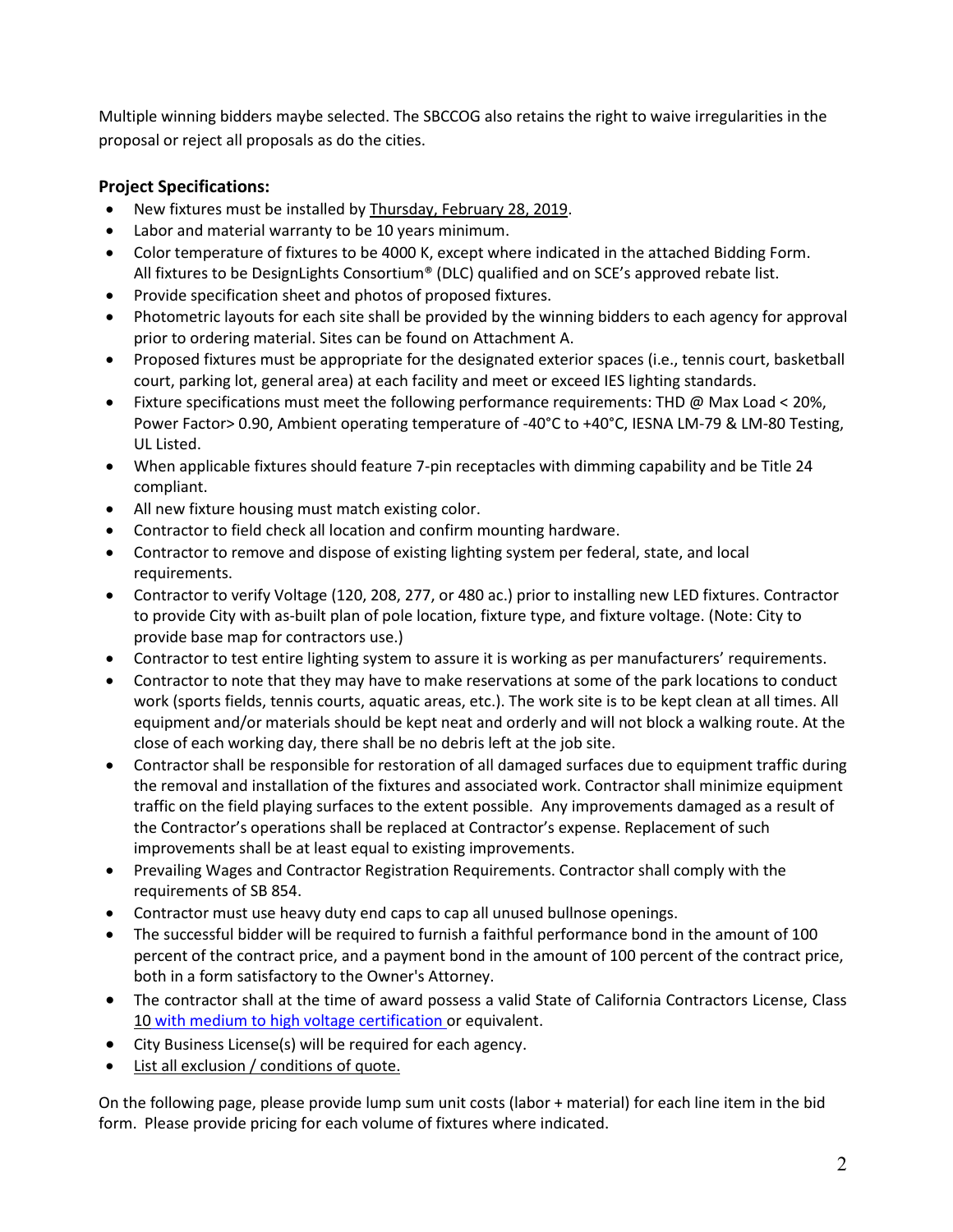Multiple winning bidders maybe selected. The SBCCOG also retains the right to waive irregularities in the proposal or reject all proposals as do the cities.

**Project Specifications:**

- New fixtures must be installed by Thursday, February 28, 2019.
- Labor and material warranty to be 10 years minimum.
- Color temperature of fixtures to be 4000 K, except where indicated in the attached Bidding Form. All fixtures to be DesignLights Consortium® (DLC) qualified and on SCE's approved rebate list.
- Provide specification sheet and photos of proposed fixtures.
- Photometric layouts for each site shall be provided by the winning bidders to each agency for approval prior to ordering material. Sites can be found on Attachment A.
- Proposed fixtures must be appropriate for the designated exterior spaces (i.e., tennis court, basketball court, parking lot, general area) at each facility and meet or exceed IES lighting standards.
- Fixture specifications must meet the following performance requirements: THD @ Max Load < 20%, Power Factor> 0.90, Ambient operating temperature of -40°C to +40°C, IESNA LM-79 & LM-80 Testing, UL Listed.
- When applicable fixtures should feature 7-pin receptacles with dimming capability and be Title 24 compliant.
- All new fixture housing must match existing color.
- Contractor to field check all location and confirm mounting hardware.
- Contractor to remove and dispose of existing lighting system per federal, state, and local requirements.
- Contractor to verify Voltage (120, 208, 277, or 480 ac.) prior to installing new LED fixtures. Contractor to provide City with as-built plan of pole location, fixture type, and fixture voltage. (Note: City to provide base map for contractors use.)
- Contractor to test entire lighting system to assure it is working as per manufacturers' requirements.
- Contractor to note that they may have to make reservations at some of the park locations to conduct work (sports fields, tennis courts, aquatic areas, etc.). The work site is to be kept clean at all times. All equipment and/or materials should be kept neat and orderly and will not block a walking route. At the close of each working day, there shall be no debris left at the job site.
- Contractor shall be responsible for restoration of all damaged surfaces due to equipment traffic during the removal and installation of the fixtures and associated work. Contractor shall minimize equipment traffic on the field playing surfaces to the extent possible. Any improvements damaged as a result of the Contractor's operations shall be replaced at Contractor's expense. Replacement of such improvements shall be at least equal to existing improvements.
- Prevailing Wages and Contractor Registration Requirements. Contractor shall comply with the requirements of SB 854.
- Contractor must use heavy duty end caps to cap all unused bullnose openings.
- The successful bidder will be required to furnish a faithful performance bond in the amount of 100 percent of the contract price, and a payment bond in the amount of 100 percent of the contract price, both in a form satisfactory to the Owner's Attorney.
- The contractor shall at the time of award possess a valid State of California Contractors License, Class 10 with medium to high voltage certification or equivalent.
- City Business License(s) will be required for each agency.
- List all exclusion / conditions of quote.

On the following page, please provide lump sum unit costs (labor + material) for each line item in the bid form. Please provide pricing for each volume of fixtures where indicated.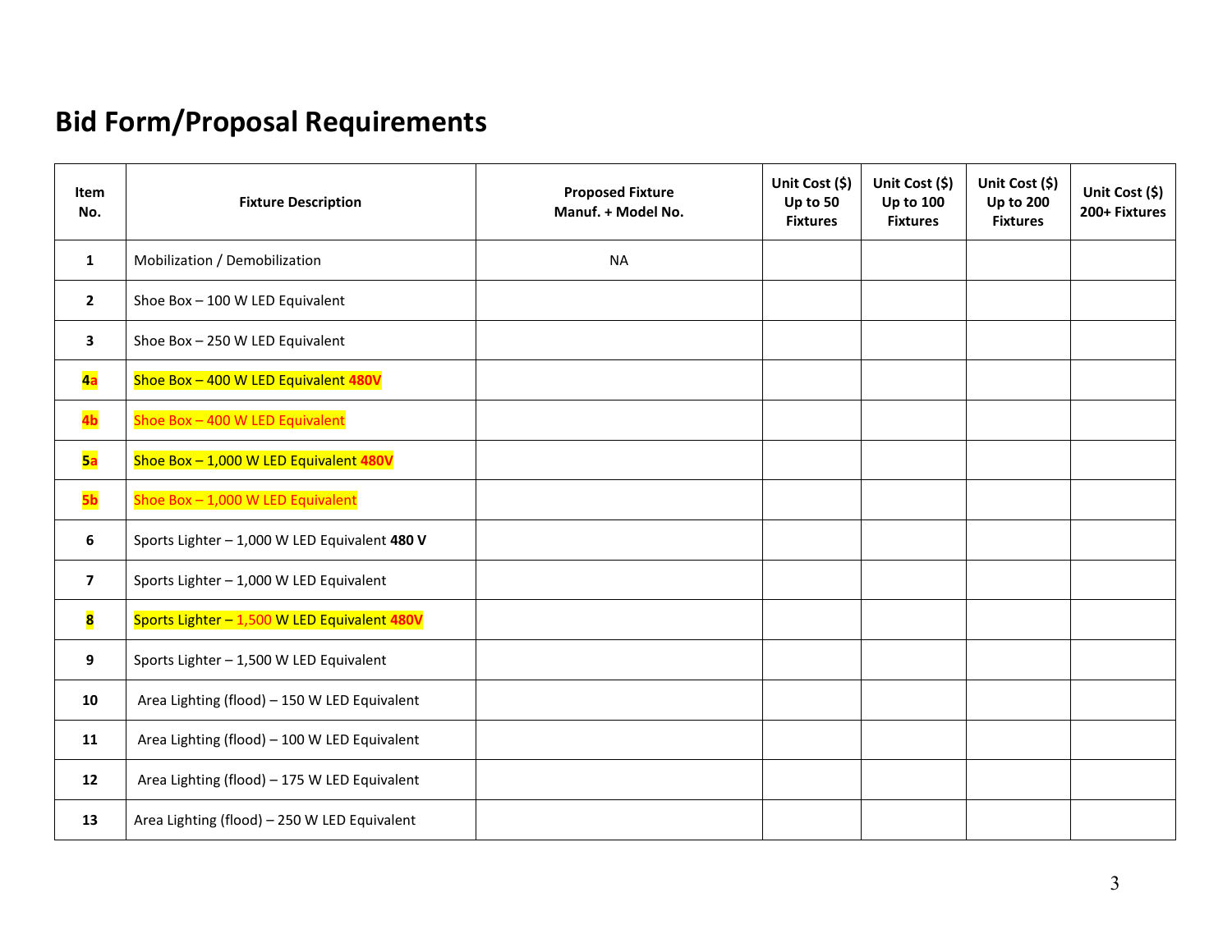# Bid Form/Proposal Requirements

| Item No. | Fixture Description | Proposed Fixture Manuf. + Model No. | Unit Cost ($) Up to 50 Fixtures | Unit Cost ($) Up to 100 Fixtures | Unit Cost ($) Up to 200 Fixtures | Unit Cost ($) 200+ Fixtures |
|---|---|---|---|---|---|---|
| 1 | Mobilization / Demobilization | NA | | | | |
| 2 | Shoe Box – 100 W LED Equivalent | | | | | |
| 3 | Shoe Box – 250 W LED Equivalent | | | | | |
| 4a | Shoe Box – 400 W LED Equivalent **480V** | | | | | |
| 4b | Shoe Box – 400 W LED Equivalent | | | | | |
| 5a | Shoe Box – 1,000 W LED Equivalent **480V** | | | | | |
| 5b | Shoe Box – 1,000 W LED Equivalent | | | | | |
| 6 | Sports Lighter – 1,000 W LED Equivalent **480 V** | | | | | |
| 7 | Sports Lighter – 1,000 W LED Equivalent | | | | | |
| 8 | Sports Lighter – 1,500 W LED Equivalent **480V** | | | | | |
| 9 | Sports Lighter – 1,500 W LED Equivalent | | | | | |
| 10 | Area Lighting (flood) – 150 W LED Equivalent | | | | | |
| 11 | Area Lighting (flood) – 100 W LED Equivalent | | | | | |
| 12 | Area Lighting (flood) – 175 W LED Equivalent | | | | | |
| 13 | Area Lighting (flood) – 250 W LED Equivalent | | | | | |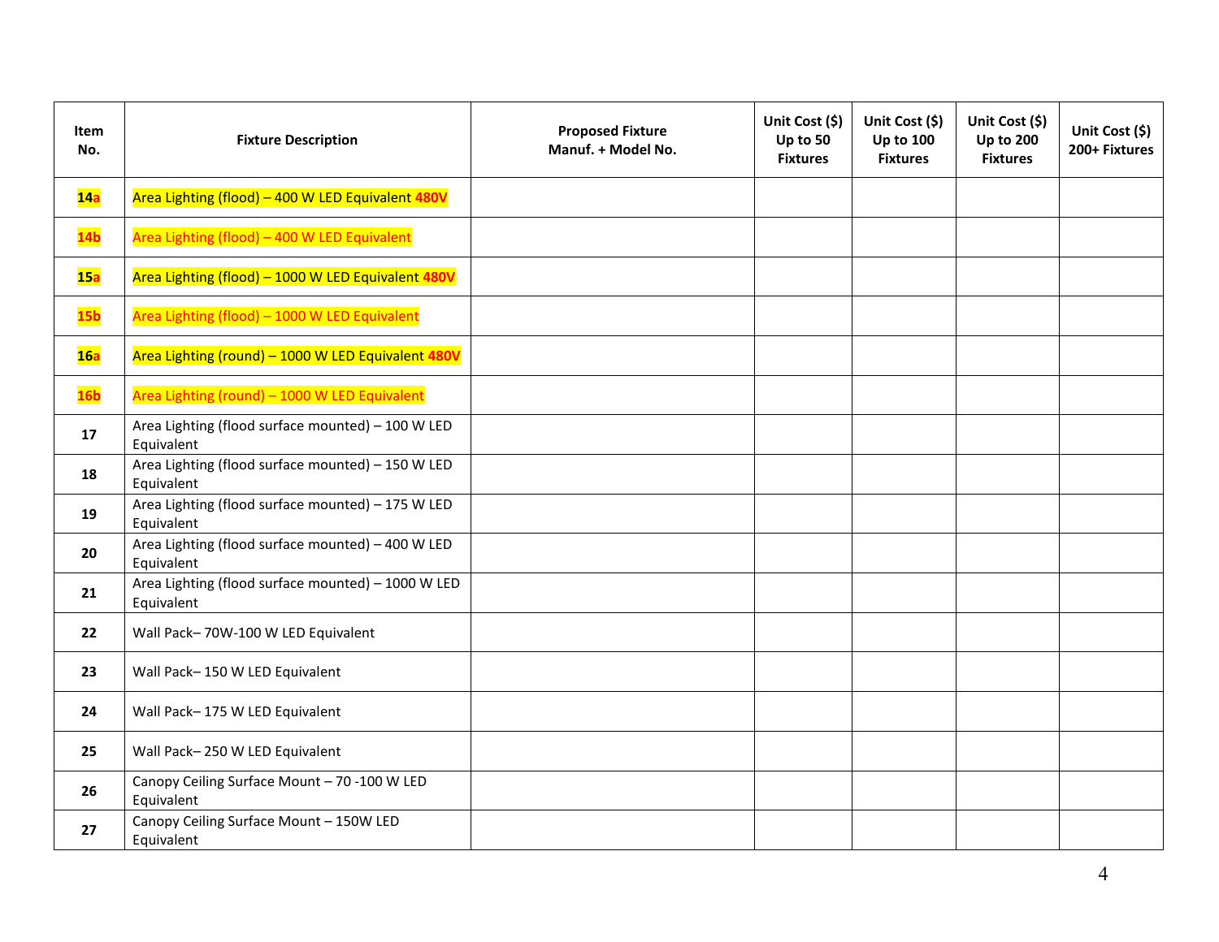| Item No. | Fixture Description | Proposed Fixture Manuf. + Model No. | Unit Cost ($) Up to 50 Fixtures | Unit Cost ($) Up to 100 Fixtures | Unit Cost ($) Up to 200 Fixtures | Unit Cost ($) 200+ Fixtures |
|---|---|---|---|---|---|---|
| **14a** | Area Lighting (flood) – 400 W LED Equivalent **480V** | | | | | |
| **14b** | Area Lighting (flood) – 400 W LED Equivalent | | | | | |
| **15a** | Area Lighting (flood) – 1000 W LED Equivalent **480V** | | | | | |
| **15b** | Area Lighting (flood) – 1000 W LED Equivalent | | | | | |
| **16a** | Area Lighting (round) – 1000 W LED Equivalent **480V** | | | | | |
| **16b** | Area Lighting (round) – 1000 W LED Equivalent | | | | | |
| **17** | Area Lighting (flood surface mounted) – 100 W LED Equivalent | | | | | |
| **18** | Area Lighting (flood surface mounted) – 150 W LED Equivalent | | | | | |
| **19** | Area Lighting (flood surface mounted) – 175 W LED Equivalent | | | | | |
| **20** | Area Lighting (flood surface mounted) – 400 W LED Equivalent | | | | | |
| **21** | Area Lighting (flood surface mounted) – 1000 W LED Equivalent | | | | | |
| **22** | Wall Pack– 70W-100 W LED Equivalent | | | | | |
| **23** | Wall Pack– 150 W LED Equivalent | | | | | |
| **24** | Wall Pack– 175 W LED Equivalent | | | | | |
| **25** | Wall Pack– 250 W LED Equivalent | | | | | |
| **26** | Canopy Ceiling Surface Mount – 70 -100 W LED Equivalent | | | | | |
| **27** | Canopy Ceiling Surface Mount – 150W LED Equivalent | | | | | |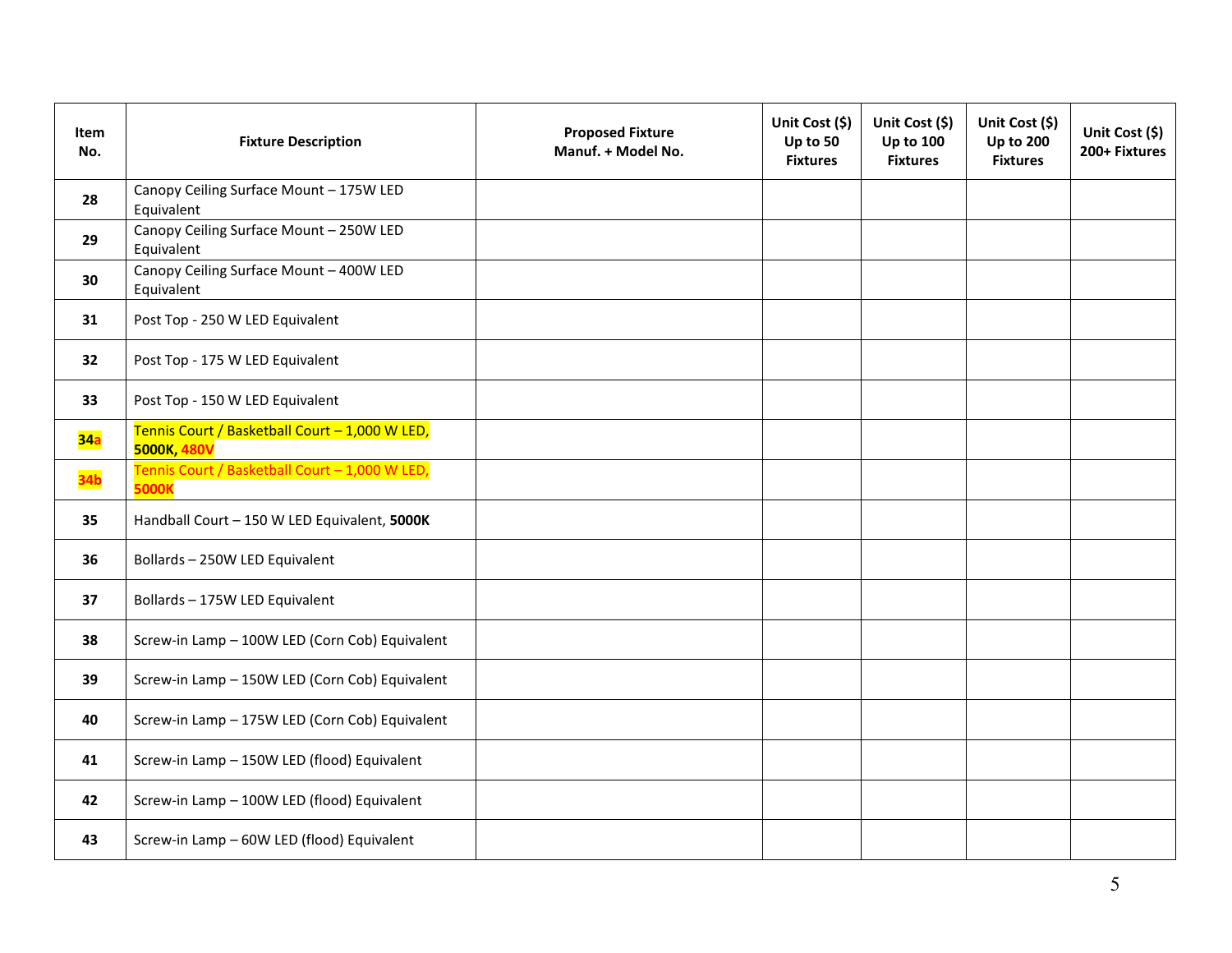| Item No. | Fixture Description | Proposed Fixture Manuf. + Model No. | Unit Cost ($) Up to 50 Fixtures | Unit Cost ($) Up to 100 Fixtures | Unit Cost ($) Up to 200 Fixtures | Unit Cost ($) 200+ Fixtures |
|---|---|---|---|---|---|---|
| 28 | Canopy Ceiling Surface Mount – 175W LED Equivalent | | | | | |
| 29 | Canopy Ceiling Surface Mount – 250W LED Equivalent | | | | | |
| 30 | Canopy Ceiling Surface Mount – 400W LED Equivalent | | | | | |
| 31 | Post Top - 250 W LED Equivalent | | | | | |
| 32 | Post Top - 175 W LED Equivalent | | | | | |
| 33 | Post Top - 150 W LED Equivalent | | | | | |
| 34a | Tennis Court / Basketball Court – 1,000 W LED, **5000K**, **480V** | | | | | |
| 34b | Tennis Court / Basketball Court – 1,000 W LED, **5000K** | | | | | |
| 35 | Handball Court – 150 W LED Equivalent, **5000K** | | | | | |
| 36 | Bollards – 250W LED Equivalent | | | | | |
| 37 | Bollards – 175W LED Equivalent | | | | | |
| 38 | Screw-in Lamp – 100W LED (Corn Cob) Equivalent | | | | | |
| 39 | Screw-in Lamp – 150W LED (Corn Cob) Equivalent | | | | | |
| 40 | Screw-in Lamp – 175W LED (Corn Cob) Equivalent | | | | | |
| 41 | Screw-in Lamp – 150W LED (flood) Equivalent | | | | | |
| 42 | Screw-in Lamp – 100W LED (flood) Equivalent | | | | | |
| 43 | Screw-in Lamp – 60W LED (flood) Equivalent | | | | | |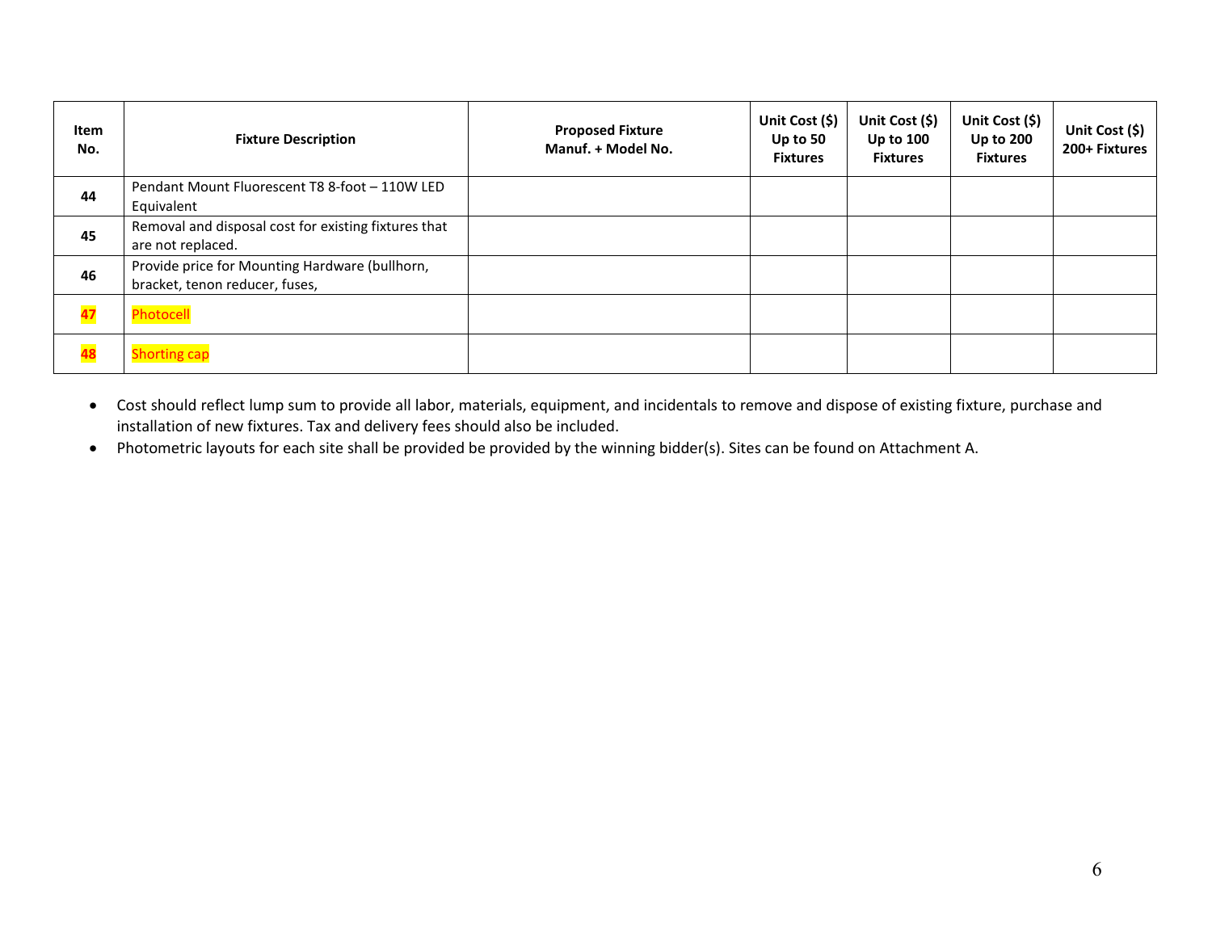| Item No. | Fixture Description | Proposed Fixture Manuf. + Model No. | Unit Cost ($) Up to 50 Fixtures | Unit Cost ($) Up to 100 Fixtures | Unit Cost ($) Up to 200 Fixtures | Unit Cost ($) 200+ Fixtures |
|---|---|---|---|---|---|---|
| 44 | Pendant Mount Fluorescent T8 8-foot – 110W LED Equivalent | | | | | |
| 45 | Removal and disposal cost for existing fixtures that are not replaced. | | | | | |
| 46 | Provide price for Mounting Hardware (bullhorn, bracket, tenon reducer, fuses, | | | | | |
| 47 | Photocell | | | | | |
| 48 | Shorting cap | | | | | |

- Cost should reflect lump sum to provide all labor, materials, equipment, and incidentals to remove and dispose of existing fixture, purchase and installation of new fixtures. Tax and delivery fees should also be included.
- Photometric layouts for each site shall be provided be provided by the winning bidder(s). Sites can be found on Attachment A.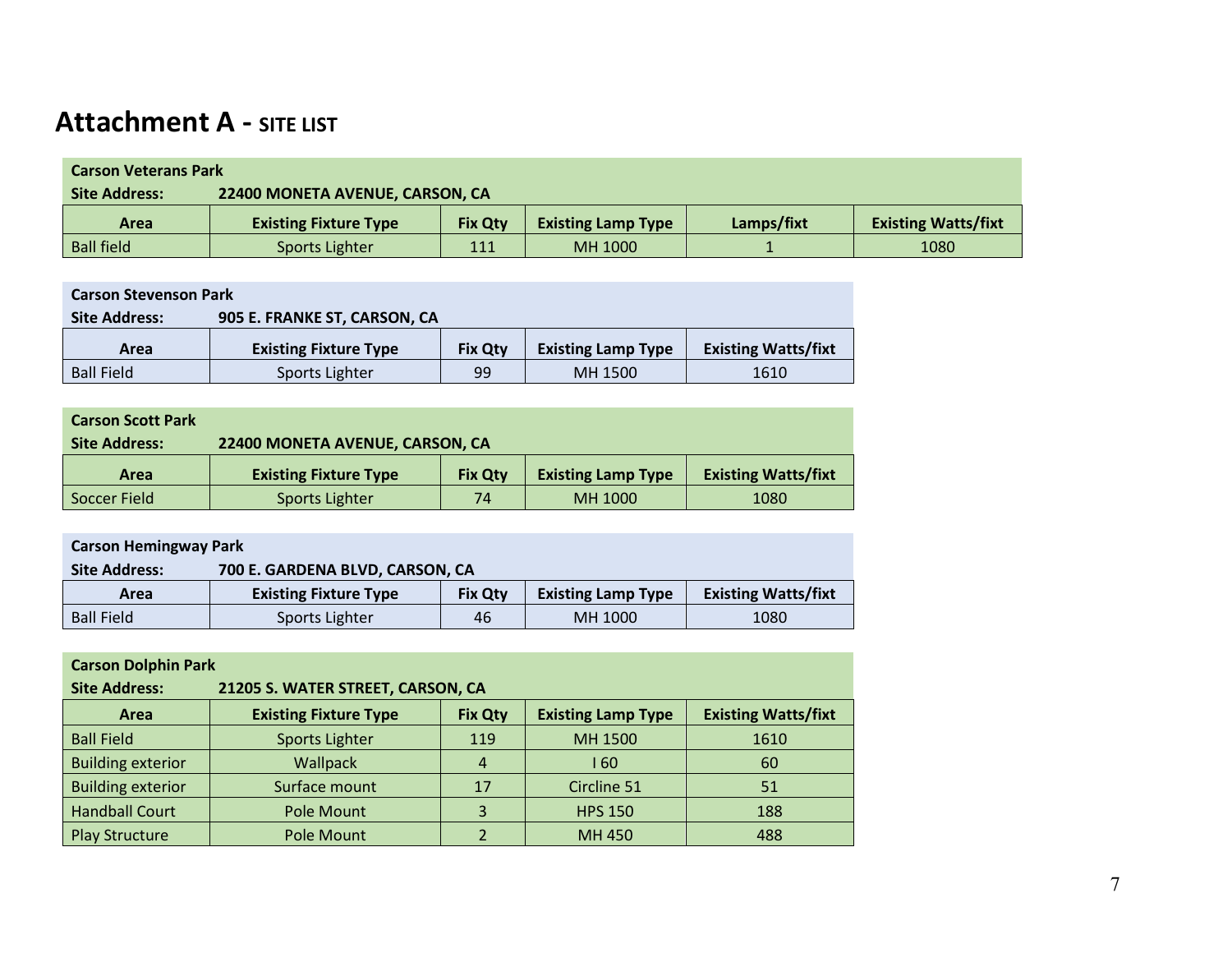# Attachment A - SITE LIST

**Carson Veterans Park**
**Site Address: 22400 MONETA AVENUE, CARSON, CA**

| Area | Existing Fixture Type | Fix Qty | Existing Lamp Type | Lamps/fixt | Existing Watts/fixt |
|---|---|---|---|---|---|
| Ball field | Sports Lighter | 111 | MH 1000 | 1 | 1080 |

**Carson Stevenson Park**
**Site Address: 905 E. FRANKE ST, CARSON, CA**

| Area | Existing Fixture Type | Fix Qty | Existing Lamp Type | Existing Watts/fixt |
|---|---|---|---|---|
| Ball Field | Sports Lighter | 99 | MH 1500 | 1610 |

**Carson Scott Park**
**Site Address: 22400 MONETA AVENUE, CARSON, CA**

| Area | Existing Fixture Type | Fix Qty | Existing Lamp Type | Existing Watts/fixt |
|---|---|---|---|---|
| Soccer Field | Sports Lighter | 74 | MH 1000 | 1080 |

**Carson Hemingway Park**
**Site Address: 700 E. GARDENA BLVD, CARSON, CA**

| Area | Existing Fixture Type | Fix Qty | Existing Lamp Type | Existing Watts/fixt |
|---|---|---|---|---|
| Ball Field | Sports Lighter | 46 | MH 1000 | 1080 |

**Carson Dolphin Park**
**Site Address: 21205 S. WATER STREET, CARSON, CA**

| Area | Existing Fixture Type | Fix Qty | Existing Lamp Type | Existing Watts/fixt |
|---|---|---|---|---|
| Ball Field | Sports Lighter | 119 | MH 1500 | 1610 |
| Building exterior | Wallpack | 4 | I 60 | 60 |
| Building exterior | Surface mount | 17 | Circline 51 | 51 |
| Handball Court | Pole Mount | 3 | HPS 150 | 188 |
| Play Structure | Pole Mount | 2 | MH 450 | 488 |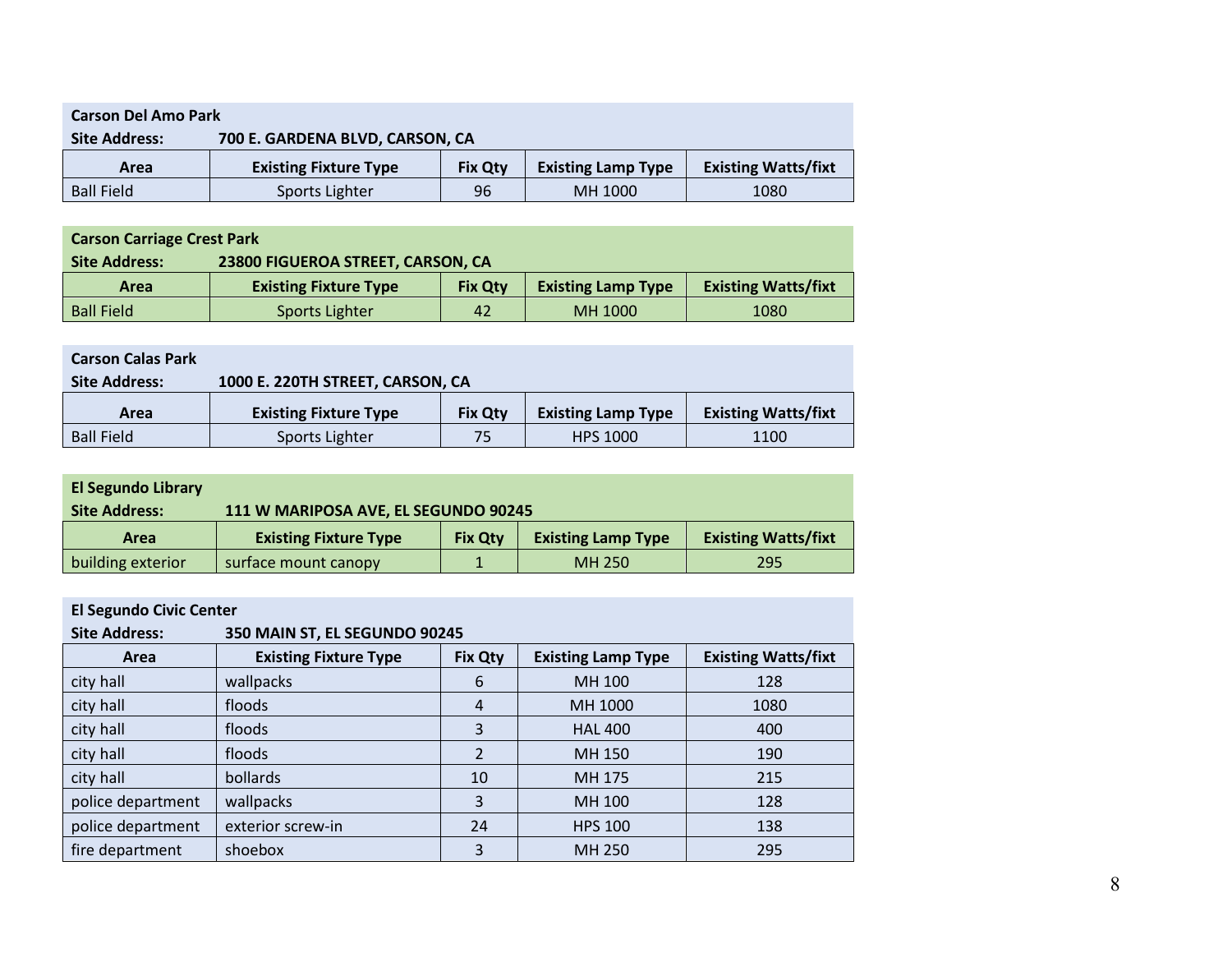**Carson Del Amo Park**

**Site Address:** **700 E. GARDENA BLVD, CARSON, CA**

| Area | Existing Fixture Type | Fix Qty | Existing Lamp Type | Existing Watts/fixt |
|---|---|---|---|---|
| Ball Field | Sports Lighter | 96 | MH 1000 | 1080 |

**Carson Carriage Crest Park**

**Site Address:** **23800 FIGUEROA STREET, CARSON, CA**

| Area | Existing Fixture Type | Fix Qty | Existing Lamp Type | Existing Watts/fixt |
|---|---|---|---|---|
| Ball Field | Sports Lighter | 42 | MH 1000 | 1080 |

**Carson Calas Park**

**Site Address:** **1000 E. 220TH STREET, CARSON, CA**

| Area | Existing Fixture Type | Fix Qty | Existing Lamp Type | Existing Watts/fixt |
|---|---|---|---|---|
| Ball Field | Sports Lighter | 75 | HPS 1000 | 1100 |

**El Segundo Library**

**Site Address:** **111 W MARIPOSA AVE, EL SEGUNDO 90245**

| Area | Existing Fixture Type | Fix Qty | Existing Lamp Type | Existing Watts/fixt |
|---|---|---|---|---|
| building exterior | surface mount canopy | 1 | MH 250 | 295 |

**El Segundo Civic Center**

**Site Address:** **350 MAIN ST, EL SEGUNDO 90245**

| Area | Existing Fixture Type | Fix Qty | Existing Lamp Type | Existing Watts/fixt |
|---|---|---|---|---|
| city hall | wallpacks | 6 | MH 100 | 128 |
| city hall | floods | 4 | MH 1000 | 1080 |
| city hall | floods | 3 | HAL 400 | 400 |
| city hall | floods | 2 | MH 150 | 190 |
| city hall | bollards | 10 | MH 175 | 215 |
| police department | wallpacks | 3 | MH 100 | 128 |
| police department | exterior screw-in | 24 | HPS 100 | 138 |
| fire department | shoebox | 3 | MH 250 | 295 |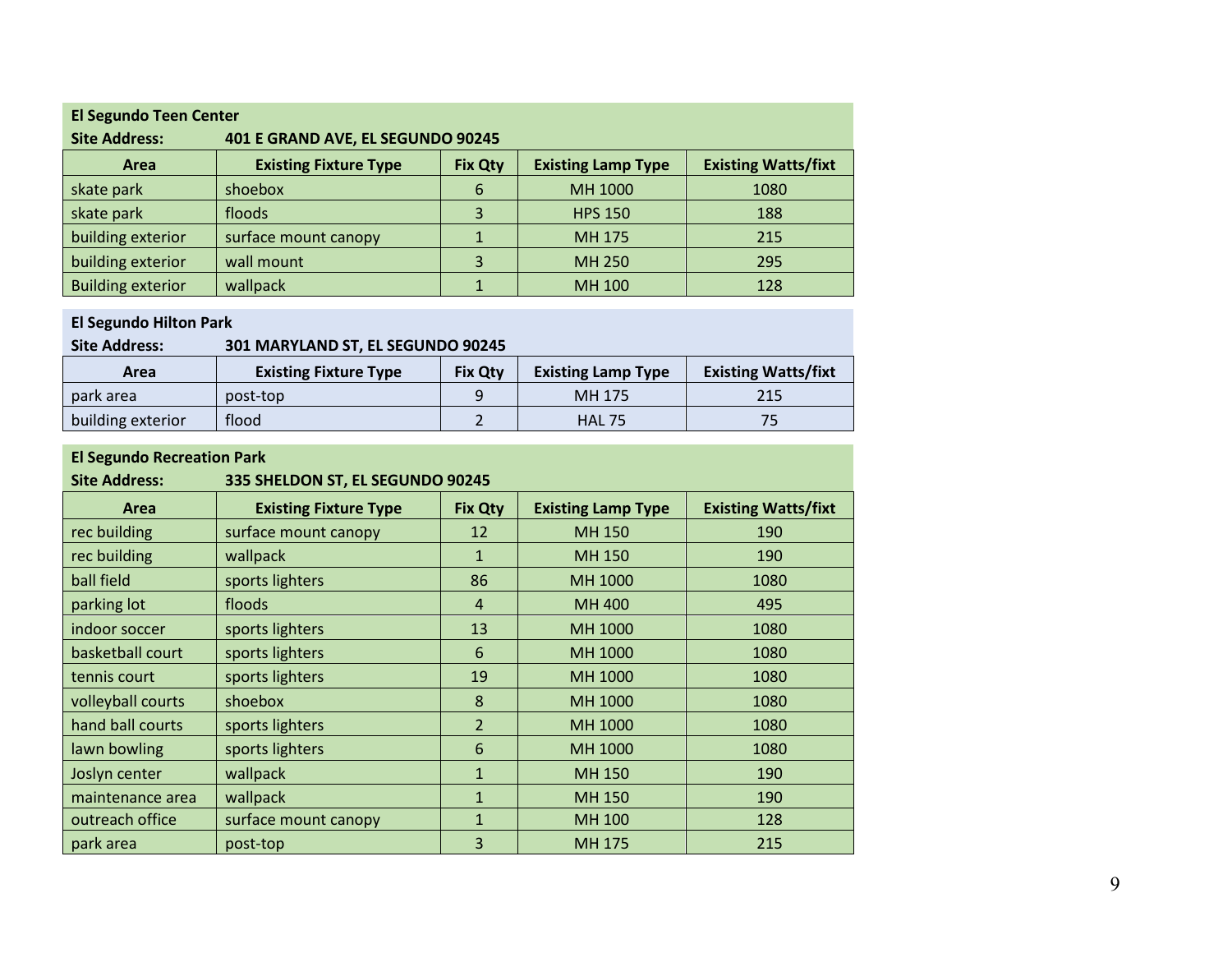**El Segundo Teen Center**
**Site Address: 401 E GRAND AVE, EL SEGUNDO 90245**

| Area | Existing Fixture Type | Fix Qty | Existing Lamp Type | Existing Watts/fixt |
|---|---|---|---|---|
| skate park | shoebox | 6 | MH 1000 | 1080 |
| skate park | floods | 3 | HPS 150 | 188 |
| building exterior | surface mount canopy | 1 | MH 175 | 215 |
| building exterior | wall mount | 3 | MH 250 | 295 |
| Building exterior | wallpack | 1 | MH 100 | 128 |

**El Segundo Hilton Park**
**Site Address: 301 MARYLAND ST, EL SEGUNDO 90245**

| Area | Existing Fixture Type | Fix Qty | Existing Lamp Type | Existing Watts/fixt |
|---|---|---|---|---|
| park area | post-top | 9 | MH 175 | 215 |
| building exterior | flood | 2 | HAL 75 | 75 |

**El Segundo Recreation Park**
**Site Address: 335 SHELDON ST, EL SEGUNDO 90245**

| Area | Existing Fixture Type | Fix Qty | Existing Lamp Type | Existing Watts/fixt |
|---|---|---|---|---|
| rec building | surface mount canopy | 12 | MH 150 | 190 |
| rec building | wallpack | 1 | MH 150 | 190 |
| ball field | sports lighters | 86 | MH 1000 | 1080 |
| parking lot | floods | 4 | MH 400 | 495 |
| indoor soccer | sports lighters | 13 | MH 1000 | 1080 |
| basketball court | sports lighters | 6 | MH 1000 | 1080 |
| tennis court | sports lighters | 19 | MH 1000 | 1080 |
| volleyball courts | shoebox | 8 | MH 1000 | 1080 |
| hand ball courts | sports lighters | 2 | MH 1000 | 1080 |
| lawn bowling | sports lighters | 6 | MH 1000 | 1080 |
| Joslyn center | wallpack | 1 | MH 150 | 190 |
| maintenance area | wallpack | 1 | MH 150 | 190 |
| outreach office | surface mount canopy | 1 | MH 100 | 128 |
| park area | post-top | 3 | MH 175 | 215 |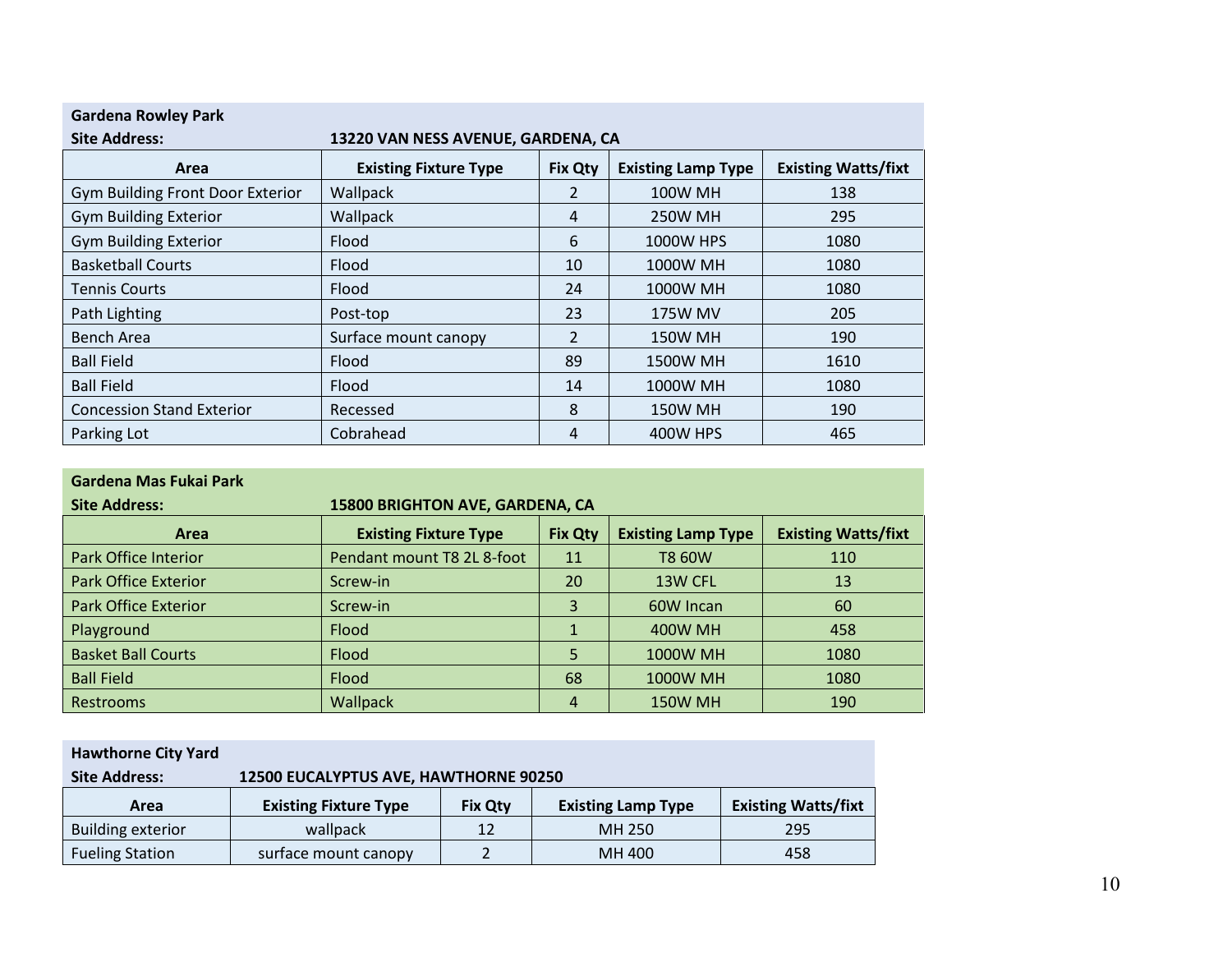**Gardena Rowley Park**

**Site Address:** **13220 VAN NESS AVENUE, GARDENA, CA**

| Area | Existing Fixture Type | Fix Qty | Existing Lamp Type | Existing Watts/fixt |
|---|---|---|---|---|
| Gym Building Front Door Exterior | Wallpack | 2 | 100W MH | 138 |
| Gym Building Exterior | Wallpack | 4 | 250W MH | 295 |
| Gym Building Exterior | Flood | 6 | 1000W HPS | 1080 |
| Basketball Courts | Flood | 10 | 1000W MH | 1080 |
| Tennis Courts | Flood | 24 | 1000W MH | 1080 |
| Path Lighting | Post-top | 23 | 175W MV | 205 |
| Bench Area | Surface mount canopy | 2 | 150W MH | 190 |
| Ball Field | Flood | 89 | 1500W MH | 1610 |
| Ball Field | Flood | 14 | 1000W MH | 1080 |
| Concession Stand Exterior | Recessed | 8 | 150W MH | 190 |
| Parking Lot | Cobrahead | 4 | 400W HPS | 465 |

**Gardena Mas Fukai Park**

**Site Address:** **15800 BRIGHTON AVE, GARDENA, CA**

| Area | Existing Fixture Type | Fix Qty | Existing Lamp Type | Existing Watts/fixt |
|---|---|---|---|---|
| Park Office Interior | Pendant mount T8 2L 8-foot | 11 | T8 60W | 110 |
| Park Office Exterior | Screw-in | 20 | 13W CFL | 13 |
| Park Office Exterior | Screw-in | 3 | 60W Incan | 60 |
| Playground | Flood | 1 | 400W MH | 458 |
| Basket Ball Courts | Flood | 5 | 1000W MH | 1080 |
| Ball Field | Flood | 68 | 1000W MH | 1080 |
| Restrooms | Wallpack | 4 | 150W MH | 190 |

**Hawthorne City Yard**

**Site Address:** **12500 EUCALYPTUS AVE, HAWTHORNE 90250**

| Area | Existing Fixture Type | Fix Qty | Existing Lamp Type | Existing Watts/fixt |
|---|---|---|---|---|
| Building exterior | wallpack | 12 | MH 250 | 295 |
| Fueling Station | surface mount canopy | 2 | MH 400 | 458 |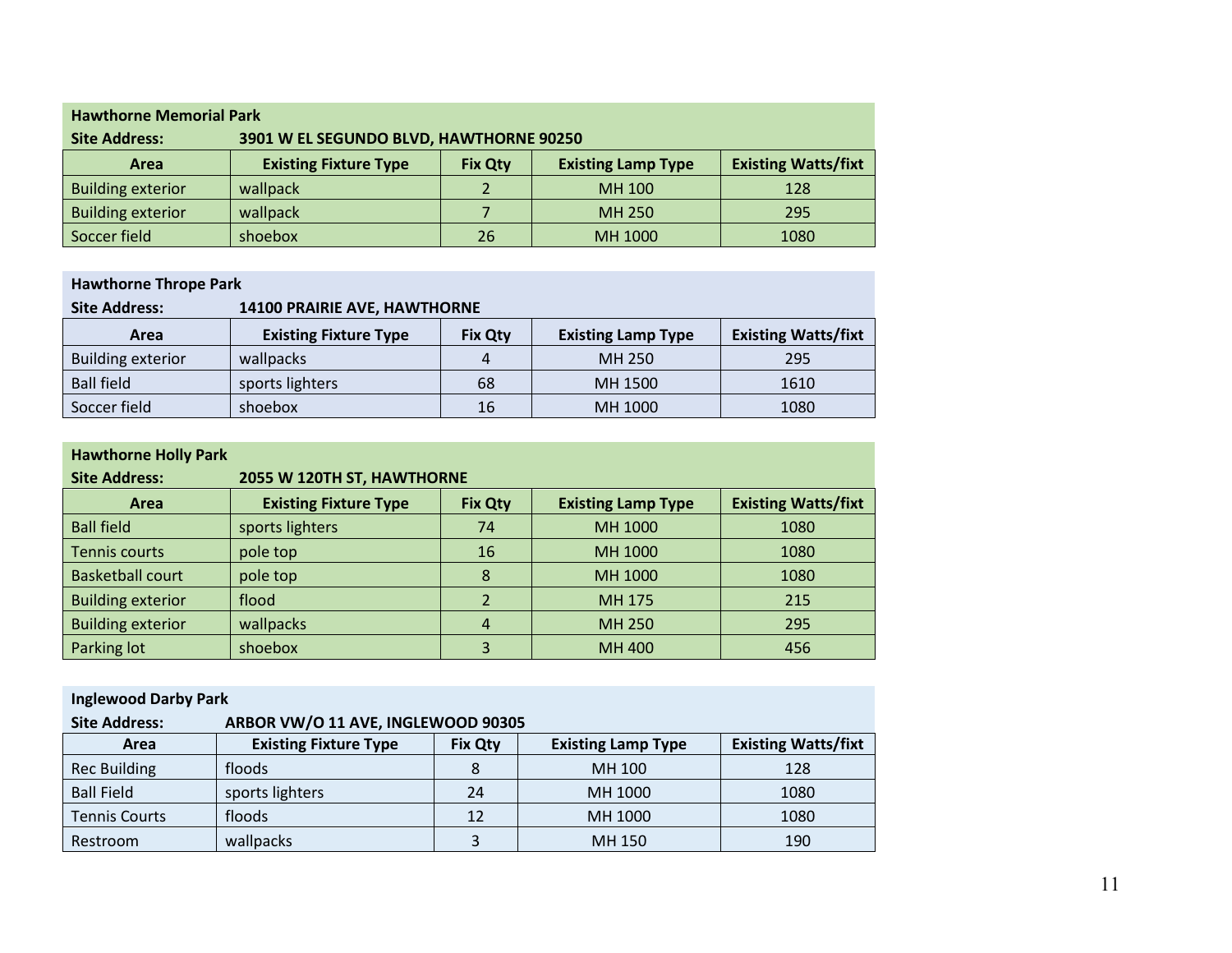**Hawthorne Memorial Park**

**Site Address:** **3901 W EL SEGUNDO BLVD, HAWTHORNE 90250**

| Area | Existing Fixture Type | Fix Qty | Existing Lamp Type | Existing Watts/fixt |
|---|---|---|---|---|
| Building exterior | wallpack | 2 | MH 100 | 128 |
| Building exterior | wallpack | 7 | MH 250 | 295 |
| Soccer field | shoebox | 26 | MH 1000 | 1080 |

**Hawthorne Thrope Park**

**Site Address:** **14100 PRAIRIE AVE, HAWTHORNE**

| Area | Existing Fixture Type | Fix Qty | Existing Lamp Type | Existing Watts/fixt |
|---|---|---|---|---|
| Building exterior | wallpacks | 4 | MH 250 | 295 |
| Ball field | sports lighters | 68 | MH 1500 | 1610 |
| Soccer field | shoebox | 16 | MH 1000 | 1080 |

**Hawthorne Holly Park**

**Site Address:** **2055 W 120TH ST, HAWTHORNE**

| Area | Existing Fixture Type | Fix Qty | Existing Lamp Type | Existing Watts/fixt |
|---|---|---|---|---|
| Ball field | sports lighters | 74 | MH 1000 | 1080 |
| Tennis courts | pole top | 16 | MH 1000 | 1080 |
| Basketball court | pole top | 8 | MH 1000 | 1080 |
| Building exterior | flood | 2 | MH 175 | 215 |
| Building exterior | wallpacks | 4 | MH 250 | 295 |
| Parking lot | shoebox | 3 | MH 400 | 456 |

**Inglewood Darby Park**

**Site Address:** **ARBOR VW/O 11 AVE, INGLEWOOD 90305**

| Area | Existing Fixture Type | Fix Qty | Existing Lamp Type | Existing Watts/fixt |
|---|---|---|---|---|
| Rec Building | floods | 8 | MH 100 | 128 |
| Ball Field | sports lighters | 24 | MH 1000 | 1080 |
| Tennis Courts | floods | 12 | MH 1000 | 1080 |
| Restroom | wallpacks | 3 | MH 150 | 190 |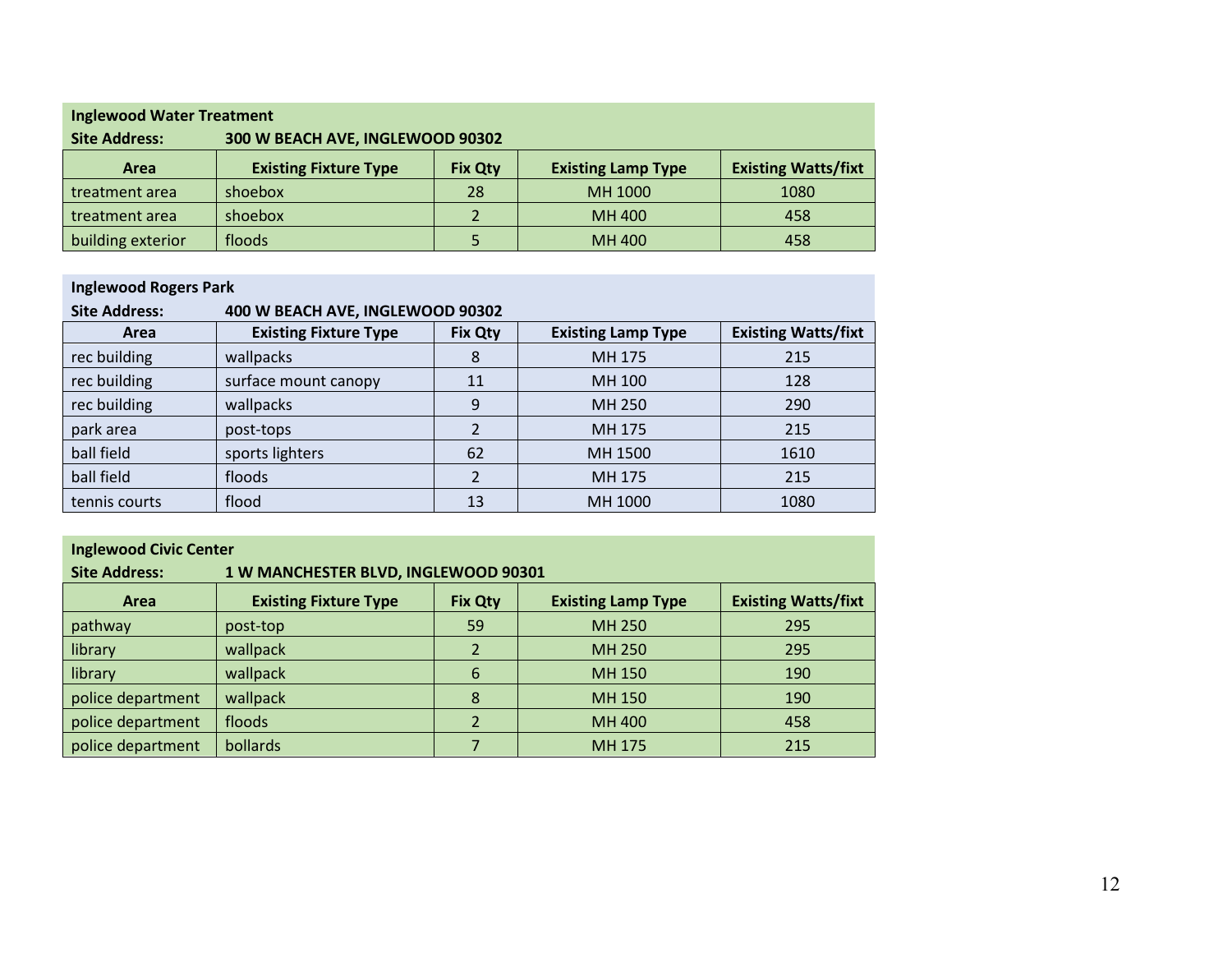**Inglewood Water Treatment**

**Site Address:** **300 W BEACH AVE, INGLEWOOD 90302**

| Area | Existing Fixture Type | Fix Qty | Existing Lamp Type | Existing Watts/fixt |
|---|---|---|---|---|
| treatment area | shoebox | 28 | MH 1000 | 1080 |
| treatment area | shoebox | 2 | MH 400 | 458 |
| building exterior | floods | 5 | MH 400 | 458 |

**Inglewood Rogers Park**

**Site Address:** **400 W BEACH AVE, INGLEWOOD 90302**

| Area | Existing Fixture Type | Fix Qty | Existing Lamp Type | Existing Watts/fixt |
|---|---|---|---|---|
| rec building | wallpacks | 8 | MH 175 | 215 |
| rec building | surface mount canopy | 11 | MH 100 | 128 |
| rec building | wallpacks | 9 | MH 250 | 290 |
| park area | post-tops | 2 | MH 175 | 215 |
| ball field | sports lighters | 62 | MH 1500 | 1610 |
| ball field | floods | 2 | MH 175 | 215 |
| tennis courts | flood | 13 | MH 1000 | 1080 |

**Inglewood Civic Center**

**Site Address:** **1 W MANCHESTER BLVD, INGLEWOOD 90301**

| Area | Existing Fixture Type | Fix Qty | Existing Lamp Type | Existing Watts/fixt |
|---|---|---|---|---|
| pathway | post-top | 59 | MH 250 | 295 |
| library | wallpack | 2 | MH 250 | 295 |
| library | wallpack | 6 | MH 150 | 190 |
| police department | wallpack | 8 | MH 150 | 190 |
| police department | floods | 2 | MH 400 | 458 |
| police department | bollards | 7 | MH 175 | 215 |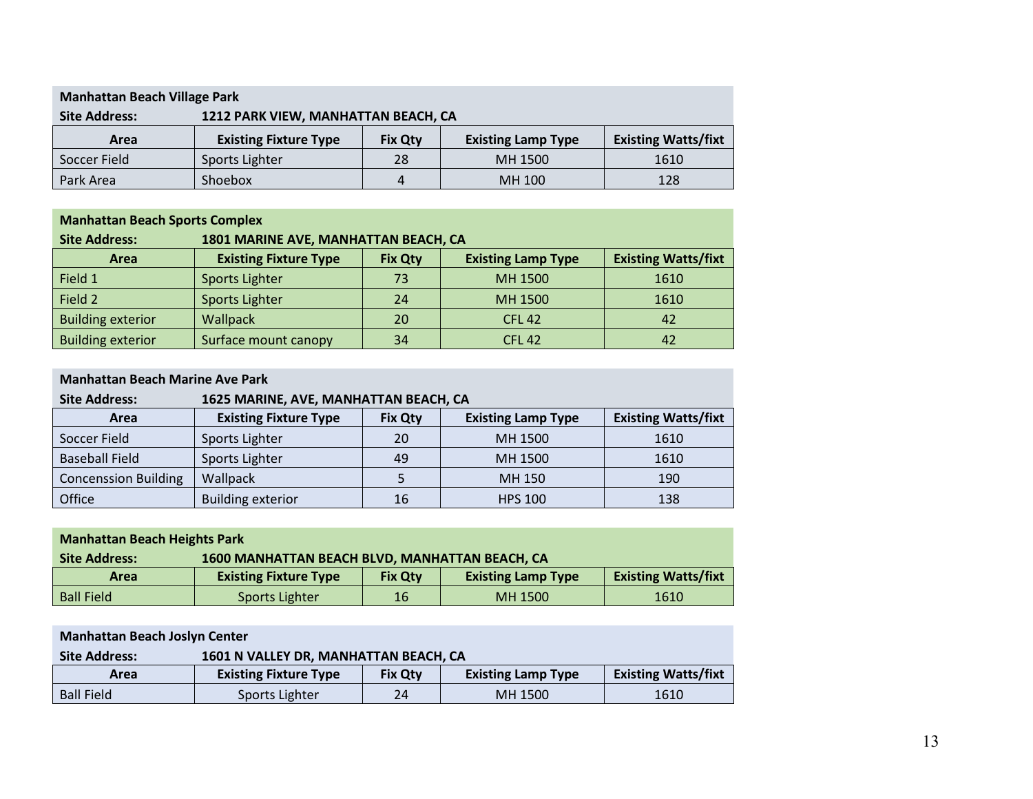**Manhattan Beach Village Park**

**Site Address:** **1212 PARK VIEW, MANHATTAN BEACH, CA**

| Area | Existing Fixture Type | Fix Qty | Existing Lamp Type | Existing Watts/fixt |
|---|---|---|---|---|
| Soccer Field | Sports Lighter | 28 | MH 1500 | 1610 |
| Park Area | Shoebox | 4 | MH 100 | 128 |

**Manhattan Beach Sports Complex**

**Site Address:** **1801 MARINE AVE, MANHATTAN BEACH, CA**

| Area | Existing Fixture Type | Fix Qty | Existing Lamp Type | Existing Watts/fixt |
|---|---|---|---|---|
| Field 1 | Sports Lighter | 73 | MH 1500 | 1610 |
| Field 2 | Sports Lighter | 24 | MH 1500 | 1610 |
| Building exterior | Wallpack | 20 | CFL 42 | 42 |
| Building exterior | Surface mount canopy | 34 | CFL 42 | 42 |

**Manhattan Beach Marine Ave Park**

**Site Address:** **1625 MARINE, AVE, MANHATTAN BEACH, CA**

| Area | Existing Fixture Type | Fix Qty | Existing Lamp Type | Existing Watts/fixt |
|---|---|---|---|---|
| Soccer Field | Sports Lighter | 20 | MH 1500 | 1610 |
| Baseball Field | Sports Lighter | 49 | MH 1500 | 1610 |
| Concenssion Building | Wallpack | 5 | MH 150 | 190 |
| Office | Building exterior | 16 | HPS 100 | 138 |

**Manhattan Beach Heights Park**

**Site Address:** **1600 MANHATTAN BEACH BLVD, MANHATTAN BEACH, CA**

| Area | Existing Fixture Type | Fix Qty | Existing Lamp Type | Existing Watts/fixt |
|---|---|---|---|---|
| Ball Field | Sports Lighter | 16 | MH 1500 | 1610 |

**Manhattan Beach Joslyn Center**

**Site Address:** **1601 N VALLEY DR, MANHATTAN BEACH, CA**

| Area | Existing Fixture Type | Fix Qty | Existing Lamp Type | Existing Watts/fixt |
|---|---|---|---|---|
| Ball Field | Sports Lighter | 24 | MH 1500 | 1610 |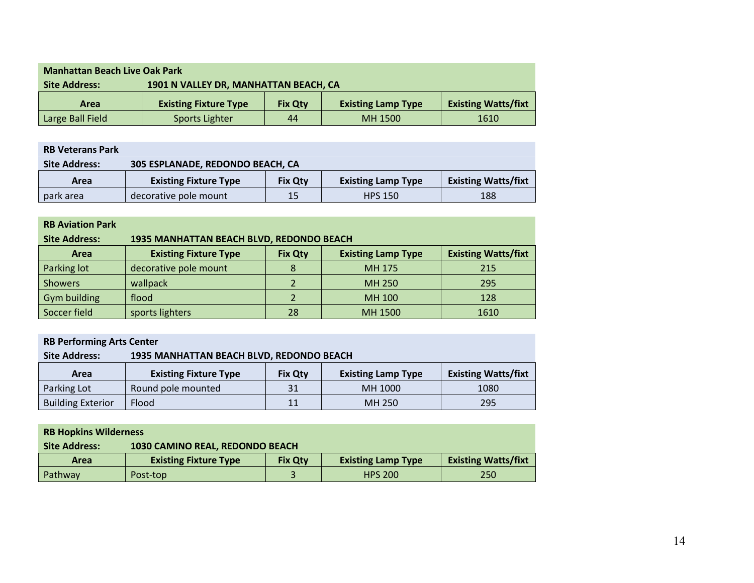**Manhattan Beach Live Oak Park**

**Site Address:** **1901 N VALLEY DR, MANHATTAN BEACH, CA**

| Area | Existing Fixture Type | Fix Qty | Existing Lamp Type | Existing Watts/fixt |
|---|---|---|---|---|
| Large Ball Field | Sports Lighter | 44 | MH 1500 | 1610 |

**RB Veterans Park**

**Site Address:** **305 ESPLANADE, REDONDO BEACH, CA**

| Area | Existing Fixture Type | Fix Qty | Existing Lamp Type | Existing Watts/fixt |
|---|---|---|---|---|
| park area | decorative pole mount | 15 | HPS 150 | 188 |

**RB Aviation Park**

**Site Address:** **1935 MANHATTAN BEACH BLVD, REDONDO BEACH**

| Area | Existing Fixture Type | Fix Qty | Existing Lamp Type | Existing Watts/fixt |
|---|---|---|---|---|
| Parking lot | decorative pole mount | 8 | MH 175 | 215 |
| Showers | wallpack | 2 | MH 250 | 295 |
| Gym building | flood | 2 | MH 100 | 128 |
| Soccer field | sports lighters | 28 | MH 1500 | 1610 |

**RB Performing Arts Center**

**Site Address:** **1935 MANHATTAN BEACH BLVD, REDONDO BEACH**

| Area | Existing Fixture Type | Fix Qty | Existing Lamp Type | Existing Watts/fixt |
|---|---|---|---|---|
| Parking Lot | Round pole mounted | 31 | MH 1000 | 1080 |
| Building Exterior | Flood | 11 | MH 250 | 295 |

**RB Hopkins Wilderness**

**Site Address:** **1030 CAMINO REAL, REDONDO BEACH**

| Area | Existing Fixture Type | Fix Qty | Existing Lamp Type | Existing Watts/fixt |
|---|---|---|---|---|
| Pathway | Post-top | 3 | HPS 200 | 250 |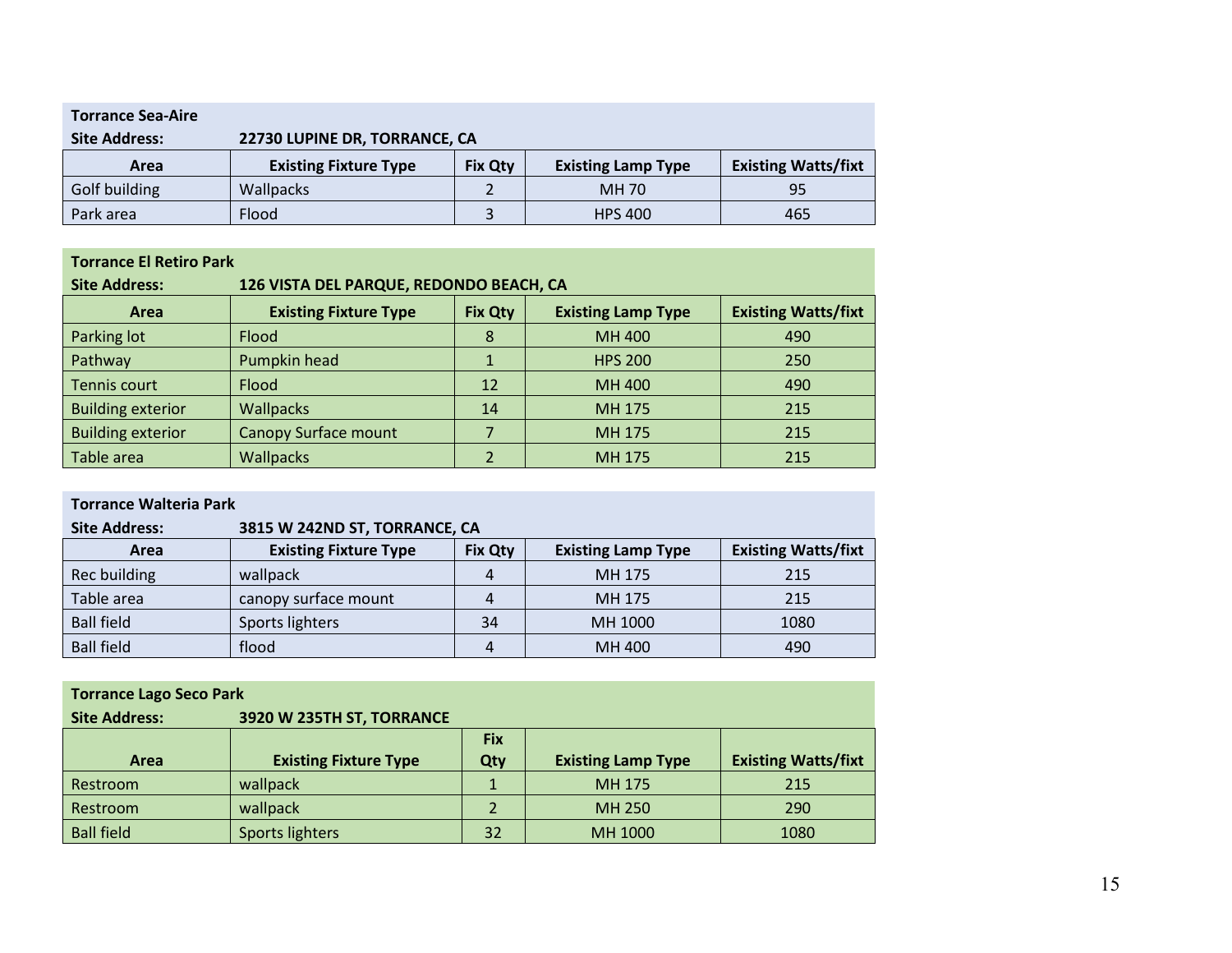**Torrance Sea-Aire**
**Site Address:** **22730 LUPINE DR, TORRANCE, CA**

| Area | Existing Fixture Type | Fix Qty | Existing Lamp Type | Existing Watts/fixt |
|---|---|---|---|---|
| Golf building | Wallpacks | 2 | MH 70 | 95 |
| Park area | Flood | 3 | HPS 400 | 465 |

**Torrance El Retiro Park**
**Site Address:** **126 VISTA DEL PARQUE, REDONDO BEACH, CA**

| Area | Existing Fixture Type | Fix Qty | Existing Lamp Type | Existing Watts/fixt |
|---|---|---|---|---|
| Parking lot | Flood | 8 | MH 400 | 490 |
| Pathway | Pumpkin head | 1 | HPS 200 | 250 |
| Tennis court | Flood | 12 | MH 400 | 490 |
| Building exterior | Wallpacks | 14 | MH 175 | 215 |
| Building exterior | Canopy Surface mount | 7 | MH 175 | 215 |
| Table area | Wallpacks | 2 | MH 175 | 215 |

**Torrance Walteria Park**
**Site Address:** **3815 W 242ND ST, TORRANCE, CA**

| Area | Existing Fixture Type | Fix Qty | Existing Lamp Type | Existing Watts/fixt |
|---|---|---|---|---|
| Rec building | wallpack | 4 | MH 175 | 215 |
| Table area | canopy surface mount | 4 | MH 175 | 215 |
| Ball field | Sports lighters | 34 | MH 1000 | 1080 |
| Ball field | flood | 4 | MH 400 | 490 |

**Torrance Lago Seco Park**
**Site Address:** **3920 W 235TH ST, TORRANCE**

| Area | Existing Fixture Type | Fix Qty | Existing Lamp Type | Existing Watts/fixt |
|---|---|---|---|---|
| Restroom | wallpack | 1 | MH 175 | 215 |
| Restroom | wallpack | 2 | MH 250 | 290 |
| Ball field | Sports lighters | 32 | MH 1000 | 1080 |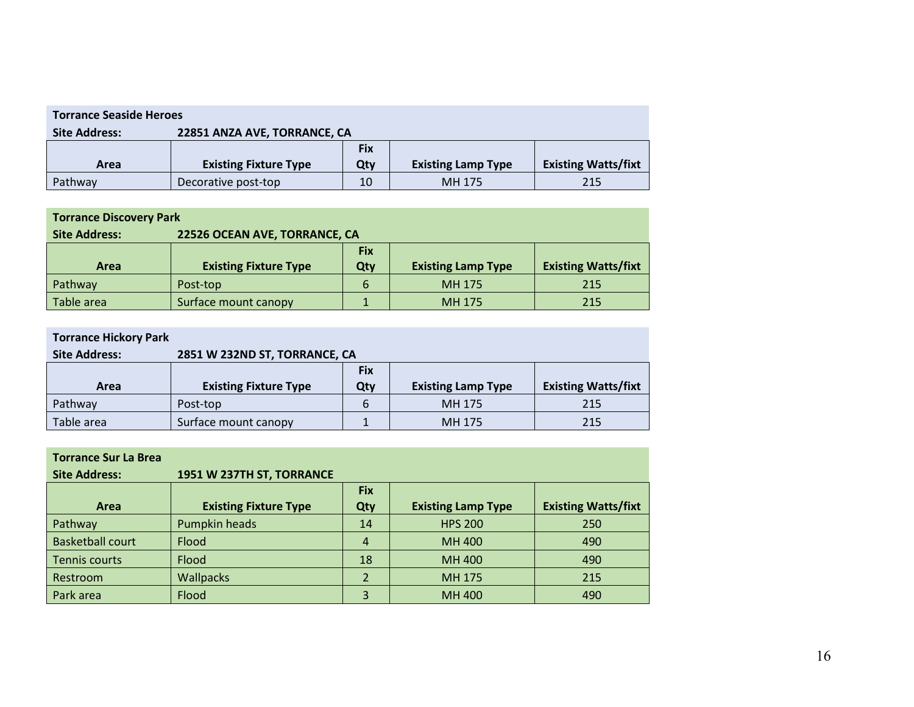**Torrance Seaside Heroes**

**Site Address:** **22851 ANZA AVE, TORRANCE, CA**

| Area | Existing Fixture Type | Fix Qty | Existing Lamp Type | Existing Watts/fixt |
|---|---|---|---|---|
| Pathway | Decorative post-top | 10 | MH 175 | 215 |

**Torrance Discovery Park**

**Site Address:** **22526 OCEAN AVE, TORRANCE, CA**

| Area | Existing Fixture Type | Fix Qty | Existing Lamp Type | Existing Watts/fixt |
|---|---|---|---|---|
| Pathway | Post-top | 6 | MH 175 | 215 |
| Table area | Surface mount canopy | 1 | MH 175 | 215 |

**Torrance Hickory Park**

**Site Address:** **2851 W 232ND ST, TORRANCE, CA**

| Area | Existing Fixture Type | Fix Qty | Existing Lamp Type | Existing Watts/fixt |
|---|---|---|---|---|
| Pathway | Post-top | 6 | MH 175 | 215 |
| Table area | Surface mount canopy | 1 | MH 175 | 215 |

**Torrance Sur La Brea**

**Site Address:** **1951 W 237TH ST, TORRANCE**

| Area | Existing Fixture Type | Fix Qty | Existing Lamp Type | Existing Watts/fixt |
|---|---|---|---|---|
| Pathway | Pumpkin heads | 14 | HPS 200 | 250 |
| Basketball court | Flood | 4 | MH 400 | 490 |
| Tennis courts | Flood | 18 | MH 400 | 490 |
| Restroom | Wallpacks | 2 | MH 175 | 215 |
| Park area | Flood | 3 | MH 400 | 490 |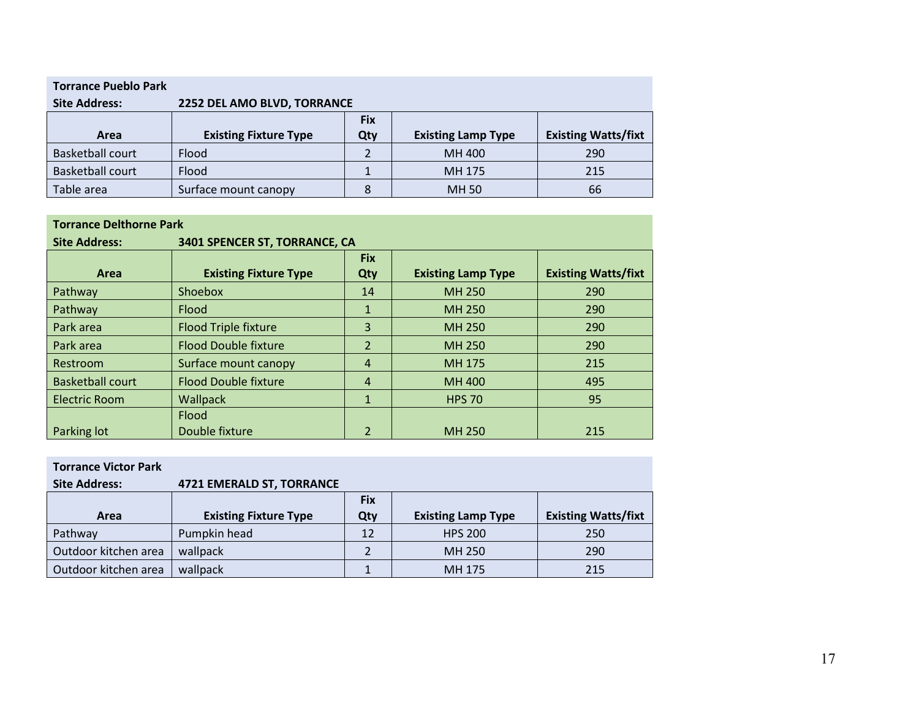**Torrance Pueblo Park**

**Site Address:** **2252 DEL AMO BLVD, TORRANCE**

| Area | Existing Fixture Type | Fix Qty | Existing Lamp Type | Existing Watts/fixt |
|---|---|---|---|---|
| Basketball court | Flood | 2 | MH 400 | 290 |
| Basketball court | Flood | 1 | MH 175 | 215 |
| Table area | Surface mount canopy | 8 | MH 50 | 66 |

**Torrance Delthorne Park**

**Site Address:** **3401 SPENCER ST, TORRANCE, CA**

| Area | Existing Fixture Type | Fix Qty | Existing Lamp Type | Existing Watts/fixt |
|---|---|---|---|---|
| Pathway | Shoebox | 14 | MH 250 | 290 |
| Pathway | Flood | 1 | MH 250 | 290 |
| Park area | Flood Triple fixture | 3 | MH 250 | 290 |
| Park area | Flood Double fixture | 2 | MH 250 | 290 |
| Restroom | Surface mount canopy | 4 | MH 175 | 215 |
| Basketball court | Flood Double fixture | 4 | MH 400 | 495 |
| Electric Room | Wallpack | 1 | HPS 70 | 95 |
| Parking lot | Flood Double fixture | 2 | MH 250 | 215 |

**Torrance Victor Park**

**Site Address:** **4721 EMERALD ST, TORRANCE**

| Area | Existing Fixture Type | Fix Qty | Existing Lamp Type | Existing Watts/fixt |
|---|---|---|---|---|
| Pathway | Pumpkin head | 12 | HPS 200 | 250 |
| Outdoor kitchen area | wallpack | 2 | MH 250 | 290 |
| Outdoor kitchen area | wallpack | 1 | MH 175 | 215 |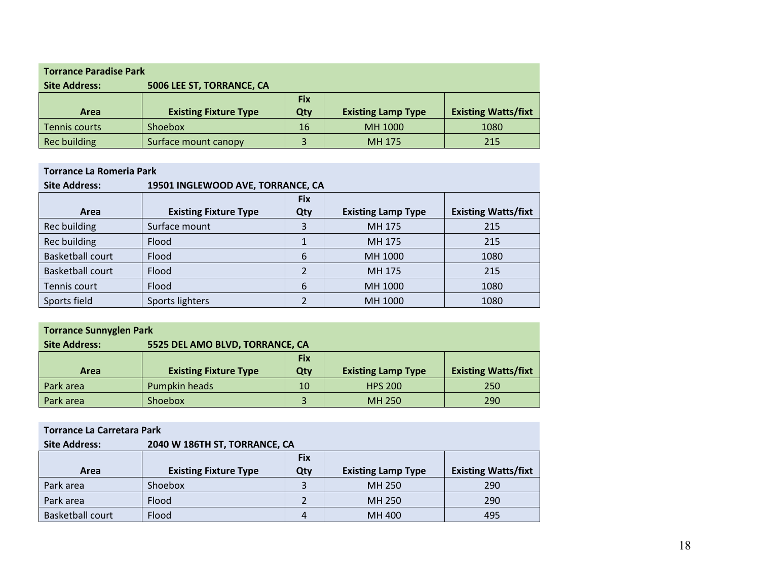**Torrance Paradise Park**
**Site Address:** **5006 LEE ST, TORRANCE, CA**

| Area | Existing Fixture Type | Fix Qty | Existing Lamp Type | Existing Watts/fixt |
|---|---|---|---|---|
| Tennis courts | Shoebox | 16 | MH 1000 | 1080 |
| Rec building | Surface mount canopy | 3 | MH 175 | 215 |

**Torrance La Romeria Park**
**Site Address:** **19501 INGLEWOOD AVE, TORRANCE, CA**

| Area | Existing Fixture Type | Fix Qty | Existing Lamp Type | Existing Watts/fixt |
|---|---|---|---|---|
| Rec building | Surface mount | 3 | MH 175 | 215 |
| Rec building | Flood | 1 | MH 175 | 215 |
| Basketball court | Flood | 6 | MH 1000 | 1080 |
| Basketball court | Flood | 2 | MH 175 | 215 |
| Tennis court | Flood | 6 | MH 1000 | 1080 |
| Sports field | Sports lighters | 2 | MH 1000 | 1080 |

**Torrance Sunnyglen Park**
**Site Address:** **5525 DEL AMO BLVD, TORRANCE, CA**

| Area | Existing Fixture Type | Fix Qty | Existing Lamp Type | Existing Watts/fixt |
|---|---|---|---|---|
| Park area | Pumpkin heads | 10 | HPS 200 | 250 |
| Park area | Shoebox | 3 | MH 250 | 290 |

**Torrance La Carretara Park**
**Site Address:** **2040 W 186TH ST, TORRANCE, CA**

| Area | Existing Fixture Type | Fix Qty | Existing Lamp Type | Existing Watts/fixt |
|---|---|---|---|---|
| Park area | Shoebox | 3 | MH 250 | 290 |
| Park area | Flood | 2 | MH 250 | 290 |
| Basketball court | Flood | 4 | MH 400 | 495 |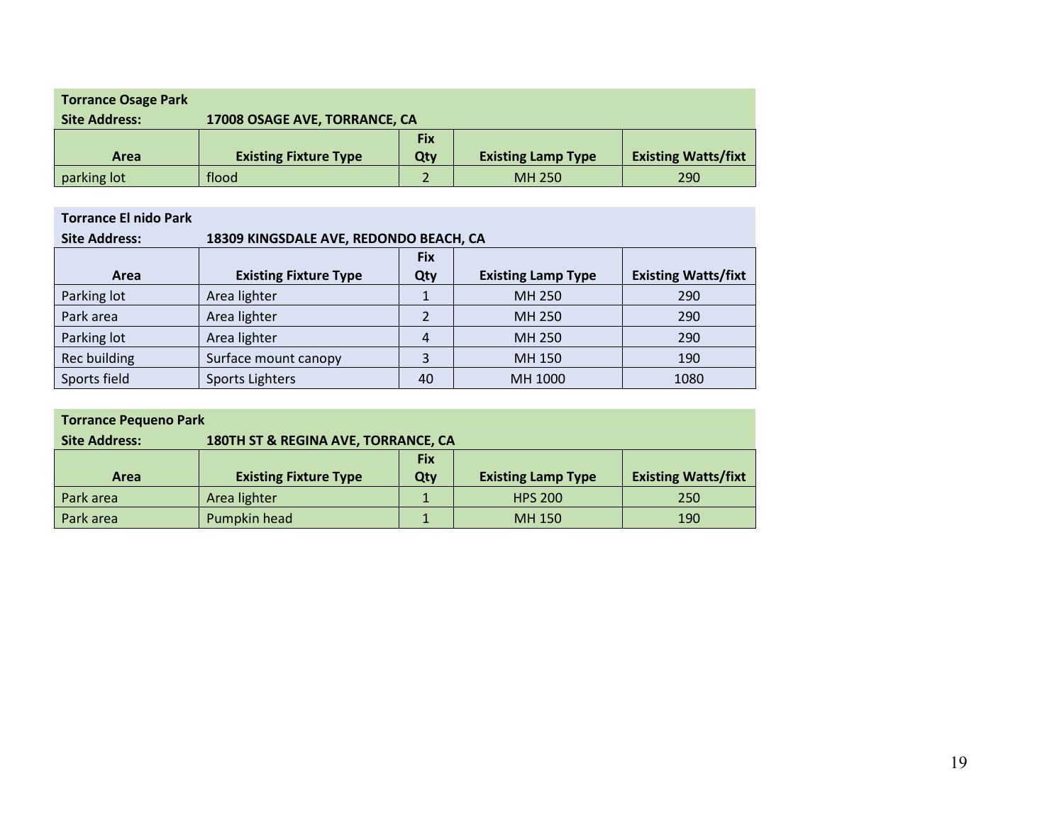**Torrance Osage Park**

**Site Address:** **17008 OSAGE AVE, TORRANCE, CA**

| Area | Existing Fixture Type | Fix Qty | Existing Lamp Type | Existing Watts/fixt |
|---|---|---|---|---|
| parking lot | flood | 2 | MH 250 | 290 |

**Torrance El nido Park**

**Site Address:** **18309 KINGSDALE AVE, REDONDO BEACH, CA**

| Area | Existing Fixture Type | Fix Qty | Existing Lamp Type | Existing Watts/fixt |
|---|---|---|---|---|
| Parking lot | Area lighter | 1 | MH 250 | 290 |
| Park area | Area lighter | 2 | MH 250 | 290 |
| Parking lot | Area lighter | 4 | MH 250 | 290 |
| Rec building | Surface mount canopy | 3 | MH 150 | 190 |
| Sports field | Sports Lighters | 40 | MH 1000 | 1080 |

**Torrance Pequeno Park**

**Site Address:** **180TH ST & REGINA AVE, TORRANCE, CA**

| Area | Existing Fixture Type | Fix Qty | Existing Lamp Type | Existing Watts/fixt |
|---|---|---|---|---|
| Park area | Area lighter | 1 | HPS 200 | 250 |
| Park area | Pumpkin head | 1 | MH 150 | 190 |